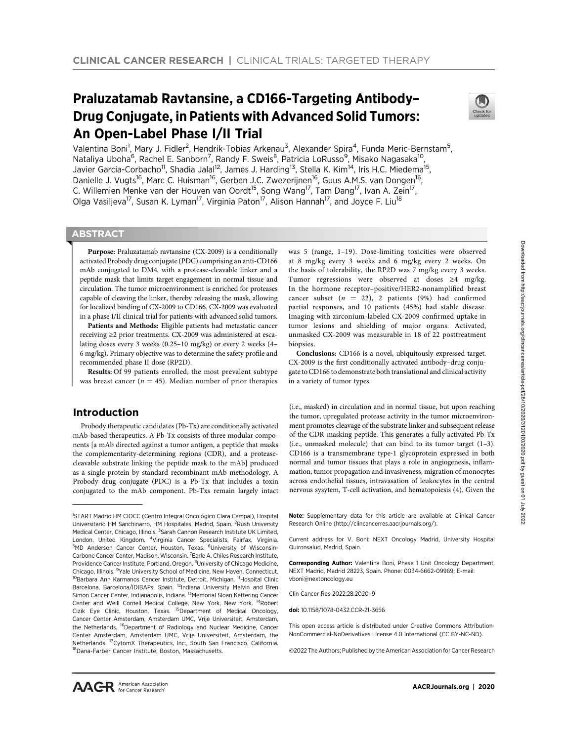# Praluzatamab Ravtansine, a CD166-Targeting Antibody–Drug Conjugate, in Patients with Advanced Solid Tumors: An Open-Label Phase I/II Trial

Valentina Boni[1], Mary J. Fidler[2], Hendrik-Tobias Arkenau[3], Alexander Spira[4], Funda Meric-Bernstam[5], Nataliya Uboha[6], Rachel E. Sanborn[7], Randy F. Sweis[8], Patricia LoRusso[9], Misako Nagasaka[10], Javier Garcia-Corbacho[11], Shadia Jalal[12], James J. Harding[13], Stella K. Kim[14], Iris H.C. Miedema[15], Danielle J. Vugts[16], Marc C. Huisman[16], Gerben J.C. Zwezerijnen[16], Guus A.M.S. van Dongen[16], C. Willemien Menke van der Houven van Oordt[15], Song Wang[17], Tam Dang[17], Ivan A. Zein[17], Olga Vasiljeva[17], Susan K. Lyman[17], Virginia Paton[17], Alison Hannah[17], and Joyce F. Liu[18]

## ABSTRACT

**Purpose:** Praluzatamab ravtansine (CX-2009) is a conditionally activated Probody drug conjugate (PDC) comprising an anti-CD166 mAb conjugated to DM4, with a protease-cleavable linker and a peptide mask that limits target engagement in normal tissue and circulation. The tumor microenvironment is enriched for proteases capable of cleaving the linker, thereby releasing the mask, allowing for localized binding of CX-2009 to CD166. CX-2009 was evaluated in a phase I/II clinical trial for patients with advanced solid tumors.

**Patients and Methods:** Eligible patients had metastatic cancer receiving ≥2 prior treatments. CX-2009 was administered at escalating doses every 3 weeks (0.25–10 mg/kg) or every 2 weeks (4–6 mg/kg). Primary objective was to determine the safety profile and recommended phase II dose (RP2D).

**Results:** Of 99 patients enrolled, the most prevalent subtype was breast cancer ($n = 45$). Median number of prior therapies was 5 (range, 1–19). Dose-limiting toxicities were observed at 8 mg/kg every 3 weeks and 6 mg/kg every 2 weeks. On the basis of tolerability, the RP2D was 7 mg/kg every 3 weeks. Tumor regressions were observed at doses ≥4 mg/kg. In the hormone receptor–positive/HER2-nonamplified breast cancer subset ($n = 22$), 2 patients (9%) had confirmed partial responses, and 10 patients (45%) had stable disease. Imaging with zirconium-labeled CX-2009 confirmed uptake in tumor lesions and shielding of major organs. Activated, unmasked CX-2009 was measurable in 18 of 22 posttreatment biopsies.

**Conclusions:** CD166 is a novel, ubiquitously expressed target. CX-2009 is the first conditionally activated antibody–drug conjugate to CD166 to demonstrate both translational and clinical activity in a variety of tumor types.

## Introduction

Probody therapeutic candidates (Pb-Tx) are conditionally activated mAb-based therapeutics. A Pb-Tx consists of three modular components [a mAb directed against a tumor antigen, a peptide that masks the complementarity-determining regions (CDR), and a protease-cleavable substrate linking the peptide mask to the mAb] produced as a single protein by standard recombinant mAb methodology. A Probody drug conjugate (PDC) is a Pb-Tx that includes a toxin conjugated to the mAb component. Pb-Txs remain largely intact (i.e., masked) in circulation and in normal tissue, but upon reaching the tumor, upregulated protease activity in the tumor microenvironment promotes cleavage of the substrate linker and subsequent release of the CDR-masking peptide. This generates a fully activated Pb-Tx (i.e., unmasked molecule) that can bind to its tumor target (1–3). CD166 is a transmembrane type-1 glycoprotein expressed in both normal and tumor tissues that plays a role in angiogenesis, inflammation, tumor propagation and invasiveness, migration of monocytes across endothelial tissues, intravasation of leukocytes in the central nervous sysytem, T-cell activation, and hematopoiesis (4). Given the

---

[1]START Madrid HM CIOCC (Centro Integral Oncológico Clara Campal), Hospital Universitario HM Sanchinarro, HM Hospitales, Madrid, Spain. [2]Rush University Medical Center, Chicago, Illinois. [3]Sarah Cannon Research Institute UK Limited, London, United Kingdom. [4]Virginia Cancer Specialists, Fairfax, Virginia. [5]MD Anderson Cancer Center, Houston, Texas. [6]University of Wisconsin-Carbone Cancer Center, Madison, Wisconsin. [7]Earle A. Chiles Research Institute, Providence Cancer Institute, Portland, Oregon. [8]University of Chicago Medicine, Chicago, Illinois. [9]Yale University School of Medicine, New Haven, Connecticut. [10]Barbara Ann Karmanos Cancer Institute, Detroit, Michigan. [11]Hospital Clinic Barcelona, Barcelona/IDIBAPs, Spain. [12]Indiana University Melvin and Bren Simon Cancer Center, Indianapolis, Indiana. [13]Memorial Sloan Kettering Cancer Center and Weill Cornell Medical College, New York, New York. [14]Robert Cizik Eye Clinic, Houston, Texas. [15]Department of Medical Oncology, Cancer Center Amsterdam, Amsterdam UMC, Vrije Universiteit, Amsterdam, the Netherlands. [16]Department of Radiology and Nuclear Medicine, Cancer Center Amsterdam, Amsterdam UMC, Vrije Universiteit, Amsterdam, the Netherlands. [17]CytomX Therapeutics, Inc., South San Francisco, California. [18]Dana-Farber Cancer Institute, Boston, Massachusetts.

**Note:** Supplementary data for this article are available at Clinical Cancer Research Online (http://clincancerres.aacrjournals.org/).

Current address for V. Boni: NEXT Oncology Madrid, University Hospital Quironsalud, Madrid, Spain.

**Corresponding Author:** Valentina Boni, Phase 1 Unit Oncology Department, NEXT Madrid, Madrid 28223, Spain. Phone: 0034-6662-09969; E-mail: vboni@nextoncology.eu

Clin Cancer Res 2022;28:2020–9

**doi:** 10.1158/1078-0432.CCR-21-3656

This open access article is distributed under Creative Commons Attribution-NonCommercial-NoDerivatives License 4.0 International (CC BY-NC-ND).

©2022 The Authors; Published by the American Association for Cancer Research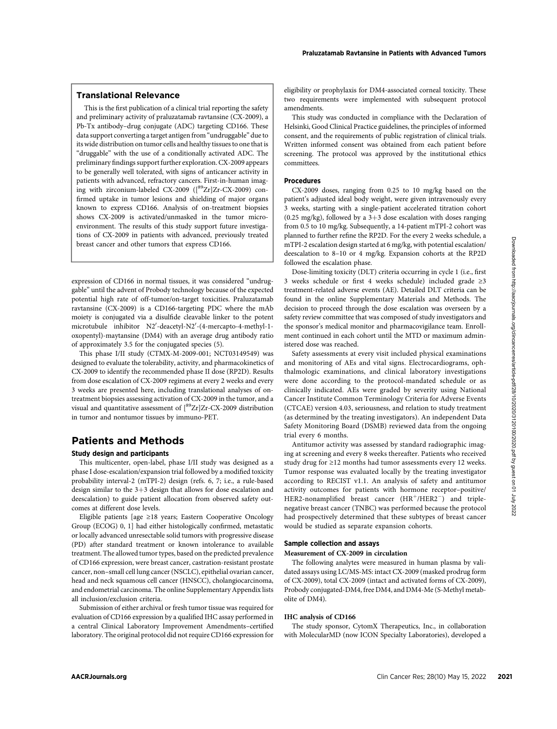## Translational Relevance

This is the first publication of a clinical trial reporting the safety and preliminary activity of praluzatamab ravtansine (CX-2009), a Pb-Tx antibody–drug conjugate (ADC) targeting CD166. These data support converting a target antigen from "undruggable" due to its wide distribution on tumor cells and healthy tissues to one that is "druggable" with the use of a conditionally activated ADC. The preliminary findings support further exploration. CX-2009 appears to be generally well tolerated, with signs of anticancer activity in patients with advanced, refractory cancers. First-in-human imaging with zirconium-labeled CX-2009 ([$^{89}$Zr]Zr-CX-2009) confirmed uptake in tumor lesions and shielding of major organs known to express CD166. Analysis of on-treatment biopsies shows CX-2009 is activated/unmasked in the tumor microenvironment. The results of this study support future investigations of CX-2009 in patients with advanced, previously treated breast cancer and other tumors that express CD166.

expression of CD166 in normal tissues, it was considered "undruggable" until the advent of Probody technology because of the expected potential high rate of off-tumor/on-target toxicities. Praluzatamab ravtansine (CX-2009) is a CD166-targeting PDC where the mAb moiety is conjugated via a disulfide cleavable linker to the potent microtubule inhibitor N2′-deacetyl-N2′-(4-mercapto-4-methyl-1-oxopentyl)-maytansine (DM4) with an average drug antibody ratio of approximately 3.5 for the conjugated species (5).

This phase I/II study (CTMX-M-2009-001; NCT03149549) was designed to evaluate the tolerability, activity, and pharmacokinetics of CX-2009 to identify the recommended phase II dose (RP2D). Results from dose escalation of CX-2009 regimens at every 2 weeks and every 3 weeks are presented here, including translational analyses of on-treatment biopsies assessing activation of CX-2009 in the tumor, and a visual and quantitative assessment of [$^{89}$Zr]Zr-CX-2009 distribution in tumor and nontumor tissues by immuno-PET.

# Patients and Methods

### Study design and participants

This multicenter, open-label, phase I/II study was designed as a phase I dose-escalation/expansion trial followed by a modified toxicity probability interval-2 (mTPI-2) design (refs. 6, 7; i.e., a rule-based design similar to the 3+3 design that allows for dose escalation and deescalation) to guide patient allocation from observed safety outcomes at different dose levels.

Eligible patients [age ≥18 years; Eastern Cooperative Oncology Group (ECOG) 0, 1] had either histologically confirmed, metastatic or locally advanced unresectable solid tumors with progressive disease (PD) after standard treatment or known intolerance to available treatment. The allowed tumor types, based on the predicted prevalence of CD166 expression, were breast cancer, castration-resistant prostate cancer, non–small cell lung cancer (NSCLC), epithelial ovarian cancer, head and neck squamous cell cancer (HNSCC), cholangiocarcinoma, and endometrial carcinoma. The online Supplementary Appendix lists all inclusion/exclusion criteria.

Submission of either archival or fresh tumor tissue was required for evaluation of CD166 expression by a qualified IHC assay performed in a central Clinical Laboratory Improvement Amendments–certified laboratory. The original protocol did not require CD166 expression for eligibility or prophylaxis for DM4-associated corneal toxicity. These two requirements were implemented with subsequent protocol amendments.

This study was conducted in compliance with the Declaration of Helsinki, Good Clinical Practice guidelines, the principles of informed consent, and the requirements of public registration of clinical trials. Written informed consent was obtained from each patient before screening. The protocol was approved by the institutional ethics committees.

### Procedures

CX-2009 doses, ranging from 0.25 to 10 mg/kg based on the patient's adjusted ideal body weight, were given intravenously every 3 weeks, starting with a single-patient accelerated titration cohort (0.25 mg/kg), followed by a 3+3 dose escalation with doses ranging from 0.5 to 10 mg/kg. Subsequently, a 14-patient mTPI-2 cohort was planned to further refine the RP2D. For the every 2 weeks schedule, a mTPI-2 escalation design started at 6 mg/kg, with potential escalation/deescalation to 8–10 or 4 mg/kg. Expansion cohorts at the RP2D followed the escalation phase.

Dose-limiting toxicity (DLT) criteria occurring in cycle 1 (i.e., first 3 weeks schedule or first 4 weeks schedule) included grade ≥3 treatment-related adverse events (AE). Detailed DLT criteria can be found in the online Supplementary Materials and Methods. The decision to proceed through the dose escalation was overseen by a safety review committee that was composed of study investigators and the sponsor's medical monitor and pharmacovigilance team. Enrollment continued in each cohort until the MTD or maximum administered dose was reached.

Safety assessments at every visit included physical examinations and monitoring of AEs and vital signs. Electrocardiograms, ophthalmologic examinations, and clinical laboratory investigations were done according to the protocol-mandated schedule or as clinically indicated. AEs were graded by severity using National Cancer Institute Common Terminology Criteria for Adverse Events (CTCAE) version 4.03, seriousness, and relation to study treatment (as determined by the treating investigators). An independent Data Safety Monitoring Board (DSMB) reviewed data from the ongoing trial every 6 months.

Antitumor activity was assessed by standard radiographic imaging at screening and every 8 weeks thereafter. Patients who received study drug for ≥12 months had tumor assessments every 12 weeks. Tumor response was evaluated locally by the treating investigator according to RECIST v1.1. An analysis of safety and antitumor activity outcomes for patients with hormone receptor–positive/HER2-nonamplified breast cancer (HR$^{+}$/HER2$^{-}$) and triple-negative breast cancer (TNBC) was performed because the protocol had prospectively determined that these subtypes of breast cancer would be studied as separate expansion cohorts.

### Sample collection and assays

#### Measurement of CX-2009 in circulation

The following analytes were measured in human plasma by validated assays using LC/MS-MS: intact CX-2009 (masked prodrug form of CX-2009), total CX-2009 (intact and activated forms of CX-2009), Probody conjugated-DM4, free DM4, and DM4-Me (S-Methyl metabolite of DM4).

#### IHC analysis of CD166

The study sponsor, CytomX Therapeutics, Inc., in collaboration with MolecularMD (now ICON Specialty Laboratories), developed a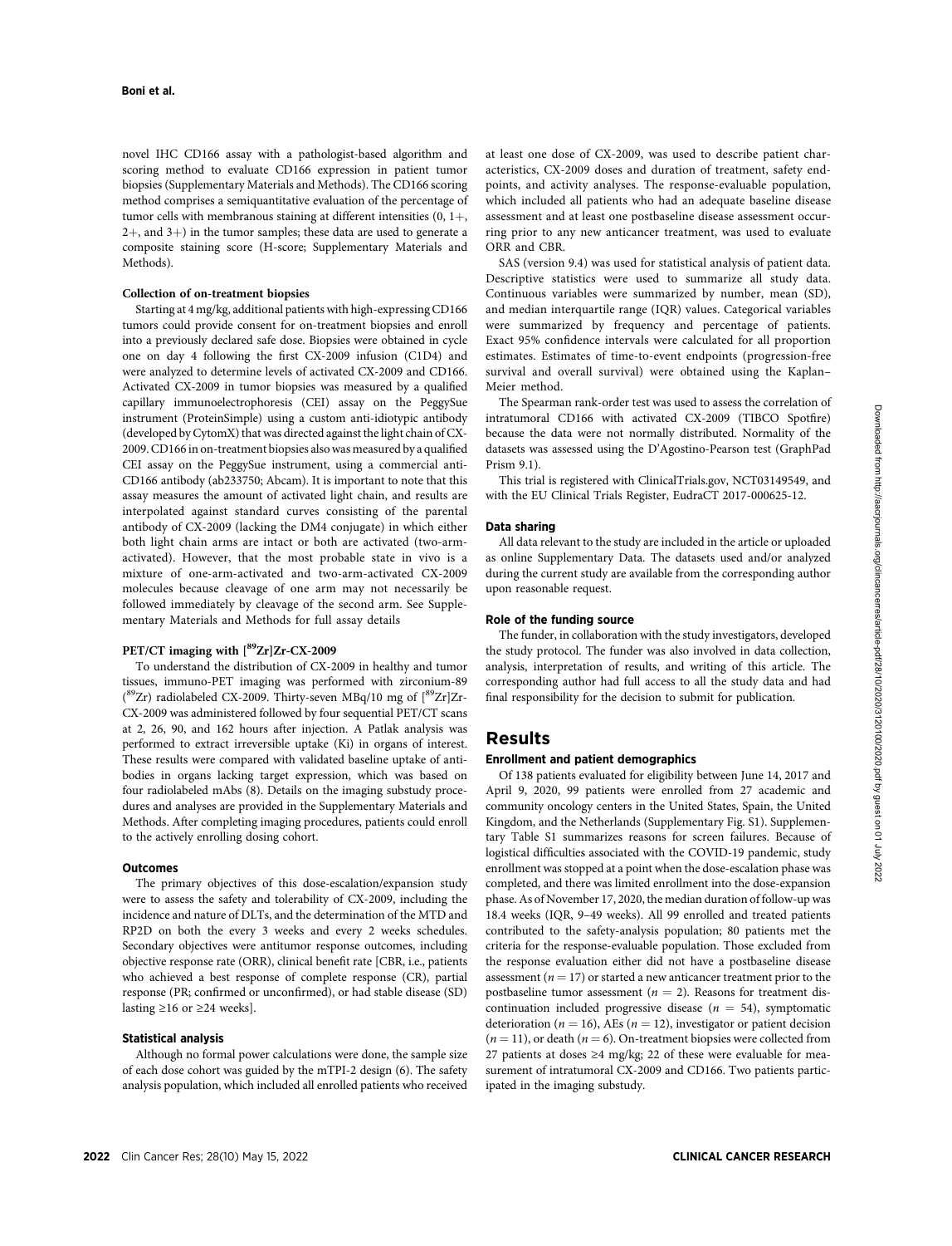novel IHC CD166 assay with a pathologist-based algorithm and scoring method to evaluate CD166 expression in patient tumor biopsies (Supplementary Materials and Methods). The CD166 scoring method comprises a semiquantitative evaluation of the percentage of tumor cells with membranous staining at different intensities (0, 1+, 2+, and 3+) in the tumor samples; these data are used to generate a composite staining score (H-score; Supplementary Materials and Methods).

#### Collection of on-treatment biopsies

Starting at 4 mg/kg, additional patients with high-expressing CD166 tumors could provide consent for on-treatment biopsies and enroll into a previously declared safe dose. Biopsies were obtained in cycle one on day 4 following the first CX-2009 infusion (C1D4) and were analyzed to determine levels of activated CX-2009 and CD166. Activated CX-2009 in tumor biopsies was measured by a qualified capillary immunoelectrophoresis (CEI) assay on the PeggySue instrument (ProteinSimple) using a custom anti-idiotypic antibody (developed by CytomX) that was directed against the light chain of CX-2009. CD166 in on-treatment biopsies also was measured by a qualified CEI assay on the PeggySue instrument, using a commercial anti-CD166 antibody (ab233750; Abcam). It is important to note that this assay measures the amount of activated light chain, and results are interpolated against standard curves consisting of the parental antibody of CX-2009 (lacking the DM4 conjugate) in which either both light chain arms are intact or both are activated (two-arm-activated). However, that the most probable state in vivo is a mixture of one-arm-activated and two-arm-activated CX-2009 molecules because cleavage of one arm may not necessarily be followed immediately by cleavage of the second arm. See Supplementary Materials and Methods for full assay details

#### PET/CT imaging with [$^{89}$Zr]Zr-CX-2009

To understand the distribution of CX-2009 in healthy and tumor tissues, immuno-PET imaging was performed with zirconium-89 ($^{89}$Zr) radiolabeled CX-2009. Thirty-seven MBq/10 mg of [$^{89}$Zr]Zr-CX-2009 was administered followed by four sequential PET/CT scans at 2, 26, 90, and 162 hours after injection. A Patlak analysis was performed to extract irreversible uptake (Ki) in organs of interest. These results were compared with validated baseline uptake of antibodies in organs lacking target expression, which was based on four radiolabeled mAbs (8). Details on the imaging substudy procedures and analyses are provided in the Supplementary Materials and Methods. After completing imaging procedures, patients could enroll to the actively enrolling dosing cohort.

### Outcomes

The primary objectives of this dose-escalation/expansion study were to assess the safety and tolerability of CX-2009, including the incidence and nature of DLTs, and the determination of the MTD and RP2D on both the every 3 weeks and every 2 weeks schedules. Secondary objectives were antitumor response outcomes, including objective response rate (ORR), clinical benefit rate [CBR, i.e., patients who achieved a best response of complete response (CR), partial response (PR; confirmed or unconfirmed), or had stable disease (SD) lasting ≥16 or ≥24 weeks].

### Statistical analysis

Although no formal power calculations were done, the sample size of each dose cohort was guided by the mTPI-2 design (6). The safety analysis population, which included all enrolled patients who received at least one dose of CX-2009, was used to describe patient characteristics, CX-2009 doses and duration of treatment, safety endpoints, and activity analyses. The response-evaluable population, which included all patients who had an adequate baseline disease assessment and at least one postbaseline disease assessment occurring prior to any new anticancer treatment, was used to evaluate ORR and CBR.

SAS (version 9.4) was used for statistical analysis of patient data. Descriptive statistics were used to summarize all study data. Continuous variables were summarized by number, mean (SD), and median interquartile range (IQR) values. Categorical variables were summarized by frequency and percentage of patients. Exact 95% confidence intervals were calculated for all proportion estimates. Estimates of time-to-event endpoints (progression-free survival and overall survival) were obtained using the Kaplan–Meier method.

The Spearman rank-order test was used to assess the correlation of intratumoral CD166 with activated CX-2009 (TIBCO Spotfire) because the data were not normally distributed. Normality of the datasets was assessed using the D'Agostino-Pearson test (GraphPad Prism 9.1).

This trial is registered with ClinicalTrials.gov, NCT03149549, and with the EU Clinical Trials Register, EudraCT 2017-000625-12.

### Data sharing

All data relevant to the study are included in the article or uploaded as online Supplementary Data. The datasets used and/or analyzed during the current study are available from the corresponding author upon reasonable request.

### Role of the funding source

The funder, in collaboration with the study investigators, developed the study protocol. The funder was also involved in data collection, analysis, interpretation of results, and writing of this article. The corresponding author had full access to all the study data and had final responsibility for the decision to submit for publication.

## Results

### Enrollment and patient demographics

Of 138 patients evaluated for eligibility between June 14, 2017 and April 9, 2020, 99 patients were enrolled from 27 academic and community oncology centers in the United States, Spain, the United Kingdom, and the Netherlands (Supplementary Fig. S1). Supplementary Table S1 summarizes reasons for screen failures. Because of logistical difficulties associated with the COVID-19 pandemic, study enrollment was stopped at a point when the dose-escalation phase was completed, and there was limited enrollment into the dose-expansion phase. As of November 17, 2020, the median duration of follow-up was 18.4 weeks (IQR, 9–49 weeks). All 99 enrolled and treated patients contributed to the safety-analysis population; 80 patients met the criteria for the response-evaluable population. Those excluded from the response evaluation either did not have a postbaseline disease assessment ($n = 17$) or started a new anticancer treatment prior to the postbaseline tumor assessment ($n = 2$). Reasons for treatment discontinuation included progressive disease ($n = 54$), symptomatic deterioration ($n = 16$), AEs ($n = 12$), investigator or patient decision ($n = 11$), or death ($n = 6$). On-treatment biopsies were collected from 27 patients at doses ≥4 mg/kg; 22 of these were evaluable for measurement of intratumoral CX-2009 and CD166. Two patients participated in the imaging substudy.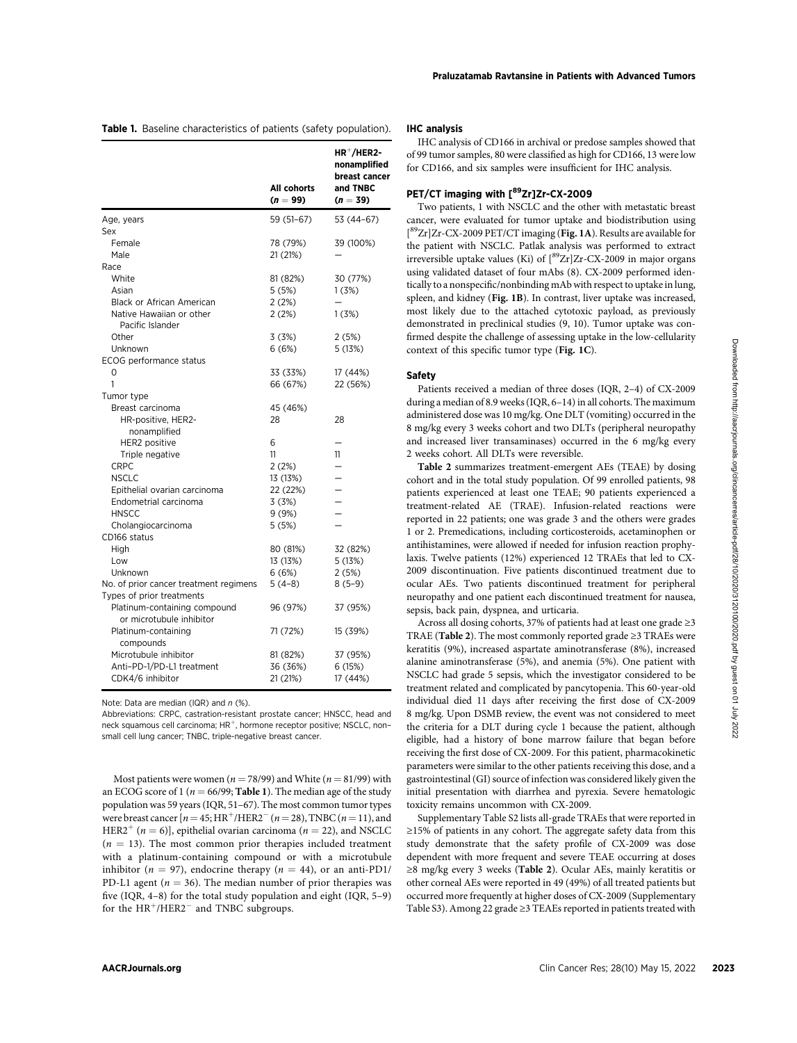**Table 1.** Baseline characteristics of patients (safety population).

| | All cohorts ($n = 99$) | HR$^+$/HER2-nonamplified breast cancer and TNBC ($n = 39$) |
|---|---|---|
| Age, years | 59 (51–67) | 53 (44–67) |
| Sex | | |
| Female | 78 (79%) | 39 (100%) |
| Male | 21 (21%) | — |
| Race | | |
| White | 81 (82%) | 30 (77%) |
| Asian | 5 (5%) | 1 (3%) |
| Black or African American | 2 (2%) | — |
| Native Hawaiian or other Pacific Islander | 2 (2%) | 1 (3%) |
| Other | 3 (3%) | 2 (5%) |
| Unknown | 6 (6%) | 5 (13%) |
| ECOG performance status | | |
| 0 | 33 (33%) | 17 (44%) |
| 1 | 66 (67%) | 22 (56%) |
| Tumor type | | |
| Breast carcinoma | 45 (46%) | |
| HR-positive, HER2-nonamplified | 28 | 28 |
| HER2 positive | 6 | — |
| Triple negative | 11 | 11 |
| CRPC | 2 (2%) | — |
| NSCLC | 13 (13%) | — |
| Epithelial ovarian carcinoma | 22 (22%) | — |
| Endometrial carcinoma | 3 (3%) | — |
| HNSCC | 9 (9%) | — |
| Cholangiocarcinoma | 5 (5%) | — |
| CD166 status | | |
| High | 80 (81%) | 32 (82%) |
| Low | 13 (13%) | 5 (13%) |
| Unknown | 6 (6%) | 2 (5%) |
| No. of prior cancer treatment regimens | 5 (4–8) | 8 (5–9) |
| Types of prior treatments | | |
| Platinum-containing compound or microtubule inhibitor | 96 (97%) | 37 (95%) |
| Platinum-containing compounds | 71 (72%) | 15 (39%) |
| Microtubule inhibitor | 81 (82%) | 37 (95%) |
| Anti–PD-1/PD-L1 treatment | 36 (36%) | 6 (15%) |
| CDK4/6 inhibitor | 21 (21%) | 17 (44%) |

Note: Data are median (IQR) and $n$ (%).

Abbreviations: CRPC, castration-resistant prostate cancer; HNSCC, head and neck squamous cell carcinoma; HR$^+$, hormone receptor positive; NSCLC, non–small cell lung cancer; TNBC, triple-negative breast cancer.

Most patients were women ($n = 78/99$) and White ($n = 81/99$) with an ECOG score of 1 ($n = 66/99$; **Table 1**). The median age of the study population was 59 years (IQR, 51–67). The most common tumor types were breast cancer [$n = 45$; HR$^+$/HER2$^-$ ($n = 28$), TNBC ($n = 11$), and HER2$^+$ ($n = 6$)], epithelial ovarian carcinoma ($n = 22$), and NSCLC ($n = 13$). The most common prior therapies included treatment with a platinum-containing compound or with a microtubule inhibitor ($n = 97$), endocrine therapy ($n = 44$), or an anti-PD1/PD-L1 agent ($n = 36$). The median number of prior therapies was five (IQR, 4–8) for the total study population and eight (IQR, 5–9) for the HR$^+$/HER2$^-$ and TNBC subgroups.

### IHC analysis

IHC analysis of CD166 in archival or predose samples showed that of 99 tumor samples, 80 were classified as high for CD166, 13 were low for CD166, and six samples were insufficient for IHC analysis.

### PET/CT imaging with [$^{89}$Zr]Zr-CX-2009

Two patients, 1 with NSCLC and the other with metastatic breast cancer, were evaluated for tumor uptake and biodistribution using [$^{89}$Zr]Zr-CX-2009 PET/CT imaging (**Fig. 1A**). Results are available for the patient with NSCLC. Patlak analysis was performed to extract irreversible uptake values (Ki) of [$^{89}$Zr]Zr-CX-2009 in major organs using validated dataset of four mAbs (8). CX-2009 performed identically to a nonspecific/nonbinding mAb with respect to uptake in lung, spleen, and kidney (**Fig. 1B**). In contrast, liver uptake was increased, most likely due to the attached cytotoxic payload, as previously demonstrated in preclinical studies (9, 10). Tumor uptake was confirmed despite the challenge of assessing uptake in the low-cellularity context of this specific tumor type (**Fig. 1C**).

### Safety

Patients received a median of three doses (IQR, 2–4) of CX-2009 during a median of 8.9 weeks (IQR, 6–14) in all cohorts. The maximum administered dose was 10 mg/kg. One DLT (vomiting) occurred in the 8 mg/kg every 3 weeks cohort and two DLTs (peripheral neuropathy and increased liver transaminases) occurred in the 6 mg/kg every 2 weeks cohort. All DLTs were reversible.

**Table 2** summarizes treatment-emergent AEs (TEAE) by dosing cohort and in the total study population. Of 99 enrolled patients, 98 patients experienced at least one TEAE; 90 patients experienced a treatment-related AE (TRAE). Infusion-related reactions were reported in 22 patients; one was grade 3 and the others were grades 1 or 2. Premedications, including corticosteroids, acetaminophen or antihistamines, were allowed if needed for infusion reaction prophylaxis. Twelve patients (12%) experienced 12 TRAEs that led to CX-2009 discontinuation. Five patients discontinued treatment due to ocular AEs. Two patients discontinued treatment for peripheral neuropathy and one patient each discontinued treatment for nausea, sepsis, back pain, dyspnea, and urticaria.

Across all dosing cohorts, 37% of patients had at least one grade ≥3 TRAE (**Table 2**). The most commonly reported grade ≥3 TRAEs were keratitis (9%), increased aspartate aminotransferase (8%), increased alanine aminotransferase (5%), and anemia (5%). One patient with NSCLC had grade 5 sepsis, which the investigator considered to be treatment related and complicated by pancytopenia. This 60-year-old individual died 11 days after receiving the first dose of CX-2009 8 mg/kg. Upon DSMB review, the event was not considered to meet the criteria for a DLT during cycle 1 because the patient, although eligible, had a history of bone marrow failure that began before receiving the first dose of CX-2009. For this patient, pharmacokinetic parameters were similar to the other patients receiving this dose, and a gastrointestinal (GI) source of infection was considered likely given the initial presentation with diarrhea and pyrexia. Severe hematologic toxicity remains uncommon with CX-2009.

Supplementary Table S2 lists all-grade TRAEs that were reported in ≥15% of patients in any cohort. The aggregate safety data from this study demonstrate that the safety profile of CX-2009 was dose dependent with more frequent and severe TEAE occurring at doses ≥8 mg/kg every 3 weeks (**Table 2**). Ocular AEs, mainly keratitis or other corneal AEs were reported in 49 (49%) of all treated patients but occurred more frequently at higher doses of CX-2009 (Supplementary Table S3). Among 22 grade ≥3 TEAEs reported in patients treated with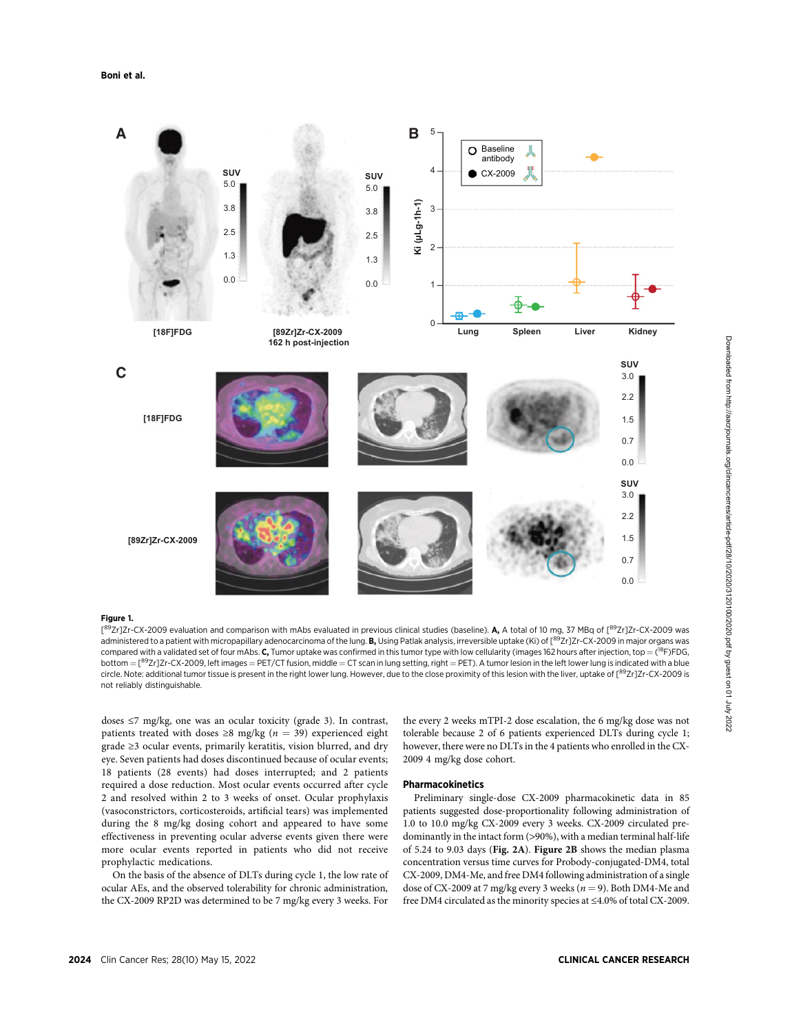**Figure 1.**

[$^{89}$Zr]Zr-CX-2009 evaluation and comparison with mAbs evaluated in previous clinical studies (baseline). **A,** A total of 10 mg, 37 MBq of [$^{89}$Zr]Zr-CX-2009 was administered to a patient with micropapillary adenocarcinoma of the lung. **B,** Using Patlak analysis, irreversible uptake (Ki) of [$^{89}$Zr]Zr-CX-2009 in major organs was compared with a validated set of four mAbs. **C,** Tumor uptake was confirmed in this tumor type with low cellularity (images 162 hours after injection, top = ($^{18}$F)FDG, bottom = [$^{89}$Zr]Zr-CX-2009, left images = PET/CT fusion, middle = CT scan in lung setting, right = PET). A tumor lesion in the left lower lung is indicated with a blue circle. Note: additional tumor tissue is present in the right lower lung. However, due to the close proximity of this lesion with the liver, uptake of [$^{89}$Zr]Zr-CX-2009 is not reliably distinguishable.

doses ≤7 mg/kg, one was an ocular toxicity (grade 3). In contrast, patients treated with doses ≥8 mg/kg ($n$ = 39) experienced eight grade ≥3 ocular events, primarily keratitis, vision blurred, and dry eye. Seven patients had doses discontinued because of ocular events; 18 patients (28 events) had doses interrupted; and 2 patients required a dose reduction. Most ocular events occurred after cycle 2 and resolved within 2 to 3 weeks of onset. Ocular prophylaxis (vasoconstrictors, corticosteroids, artificial tears) was implemented during the 8 mg/kg dosing cohort and appeared to have some effectiveness in preventing ocular adverse events given there were more ocular events reported in patients who did not receive prophylactic medications.

On the basis of the absence of DLTs during cycle 1, the low rate of ocular AEs, and the observed tolerability for chronic administration, the CX-2009 RP2D was determined to be 7 mg/kg every 3 weeks. For the every 2 weeks mTPI-2 dose escalation, the 6 mg/kg dose was not tolerable because 2 of 6 patients experienced DLTs during cycle 1; however, there were no DLTs in the 4 patients who enrolled in the CX-2009 4 mg/kg dose cohort.

## Pharmacokinetics

Preliminary single-dose CX-2009 pharmacokinetic data in 85 patients suggested dose-proportionality following administration of 1.0 to 10.0 mg/kg CX-2009 every 3 weeks. CX-2009 circulated predominantly in the intact form (>90%), with a median terminal half-life of 5.24 to 9.03 days (**Fig. 2A**). **Figure 2B** shows the median plasma concentration versus time curves for Probody-conjugated-DM4, total CX-2009, DM4-Me, and free DM4 following administration of a single dose of CX-2009 at 7 mg/kg every 3 weeks ($n$ = 9). Both DM4-Me and free DM4 circulated as the minority species at ≤4.0% of total CX-2009.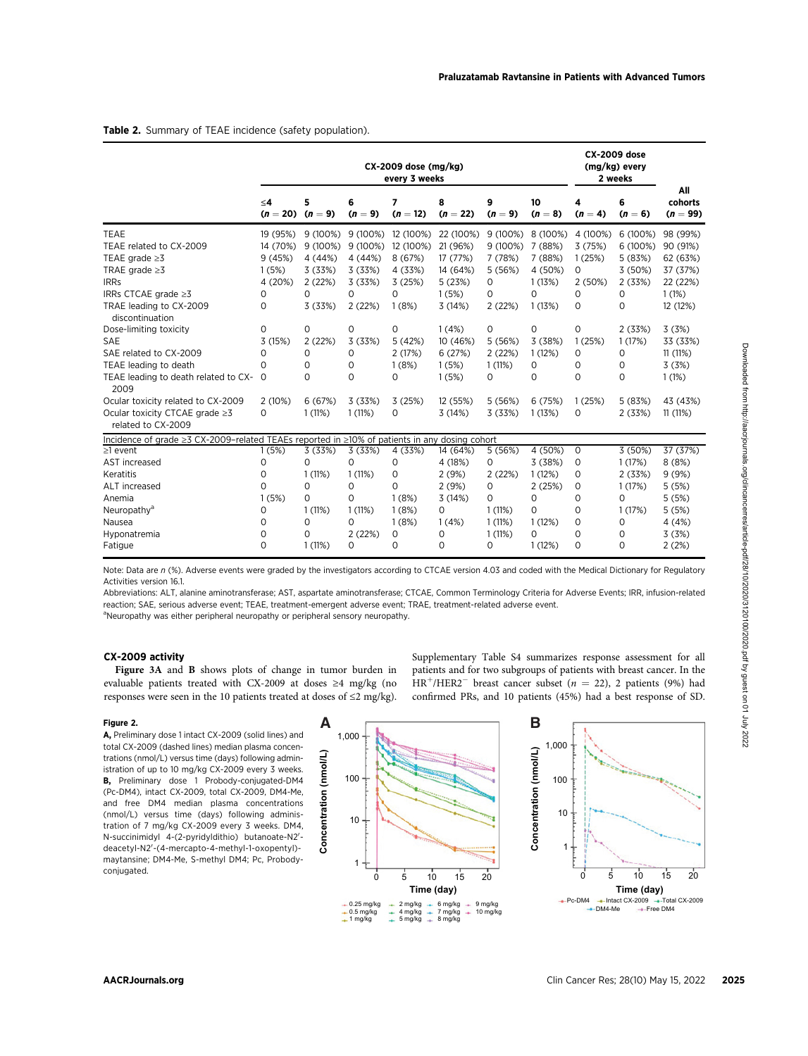**Table 2.** Summary of TEAE incidence (safety population).

| | CX-2009 dose (mg/kg) every 3 weeks | | | | | | | CX-2009 dose (mg/kg) every 2 weeks | | All cohorts |
|---|---|---|---|---|---|---|---|---|---|---|
| | ≤4 ($n$ = 20) | 5 ($n$ = 9) | 6 ($n$ = 9) | 7 ($n$ = 12) | 8 ($n$ = 22) | 9 ($n$ = 9) | 10 ($n$ = 8) | 4 ($n$ = 4) | 6 ($n$ = 6) | ($n$ = 99) |
| TEAE | 19 (95%) | 9 (100%) | 9 (100%) | 12 (100%) | 22 (100%) | 9 (100%) | 8 (100%) | 4 (100%) | 6 (100%) | 98 (99%) |
| TEAE related to CX-2009 | 14 (70%) | 9 (100%) | 9 (100%) | 12 (100%) | 21 (96%) | 9 (100%) | 7 (88%) | 3 (75%) | 6 (100%) | 90 (91%) |
| TEAE grade ≥3 | 9 (45%) | 4 (44%) | 4 (44%) | 8 (67%) | 17 (77%) | 7 (78%) | 7 (88%) | 1 (25%) | 5 (83%) | 62 (63%) |
| TRAE grade ≥3 | 1 (5%) | 3 (33%) | 3 (33%) | 4 (33%) | 14 (64%) | 5 (56%) | 4 (50%) | 0 | 3 (50%) | 37 (37%) |
| IRRs | 4 (20%) | 2 (22%) | 3 (33%) | 3 (25%) | 5 (23%) | 0 | 1 (13%) | 2 (50%) | 2 (33%) | 22 (22%) |
| IRRs CTCAE grade ≥3 | 0 | 0 | 0 | 0 | 1 (5%) | 0 | 0 | 0 | 0 | 1 (1%) |
| TRAE leading to CX-2009 discontinuation | 0 | 3 (33%) | 2 (22%) | 1 (8%) | 3 (14%) | 2 (22%) | 1 (13%) | 0 | 0 | 12 (12%) |
| Dose-limiting toxicity | 0 | 0 | 0 | 0 | 1 (4%) | 0 | 0 | 0 | 2 (33%) | 3 (3%) |
| SAE | 3 (15%) | 2 (22%) | 3 (33%) | 5 (42%) | 10 (46%) | 5 (56%) | 3 (38%) | 1 (25%) | 1 (17%) | 33 (33%) |
| SAE related to CX-2009 | 0 | 0 | 0 | 2 (17%) | 6 (27%) | 2 (22%) | 1 (12%) | 0 | 0 | 11 (11%) |
| TEAE leading to death | 0 | 0 | 0 | 1 (8%) | 1 (5%) | 1 (11%) | 0 | 0 | 0 | 3 (3%) |
| TEAE leading to death related to CX-2009 | 0 | 0 | 0 | 0 | 1 (5%) | 0 | 0 | 0 | 0 | 1 (1%) |
| Ocular toxicity related to CX-2009 | 2 (10%) | 6 (67%) | 3 (33%) | 3 (25%) | 12 (55%) | 5 (56%) | 6 (75%) | 1 (25%) | 5 (83%) | 43 (43%) |
| Ocular toxicity CTCAE grade ≥3 related to CX-2009 | 0 | 1 (11%) | 1 (11%) | 0 | 3 (14%) | 3 (33%) | 1 (13%) | 0 | 2 (33%) | 11 (11%) |
| Incidence of grade ≥3 CX-2009–related TEAEs reported in ≥10% of patients in any dosing cohort | | | | | | | | | | |
| ≥1 event | 1 (5%) | 3 (33%) | 3 (33%) | 4 (33%) | 14 (64%) | 5 (56%) | 4 (50%) | 0 | 3 (50%) | 37 (37%) |
| AST increased | 0 | 0 | 0 | 0 | 4 (18%) | 0 | 3 (38%) | 0 | 1 (17%) | 8 (8%) |
| Keratitis | 0 | 1 (11%) | 1 (11%) | 0 | 2 (9%) | 2 (22%) | 1 (12%) | 0 | 2 (33%) | 9 (9%) |
| ALT increased | 0 | 0 | 0 | 0 | 2 (9%) | 0 | 2 (25%) | 0 | 1 (17%) | 5 (5%) |
| Anemia | 1 (5%) | 0 | 0 | 1 (8%) | 3 (14%) | 0 | 0 | 0 | 0 | 5 (5%) |
| Neuropathy[a] | 0 | 1 (11%) | 1 (11%) | 1 (8%) | 0 | 1 (11%) | 0 | 0 | 1 (17%) | 5 (5%) |
| Nausea | 0 | 0 | 0 | 1 (8%) | 1 (4%) | 1 (11%) | 1 (12%) | 0 | 0 | 4 (4%) |
| Hyponatremia | 0 | 0 | 2 (22%) | 0 | 0 | 1 (11%) | 0 | 0 | 0 | 3 (3%) |
| Fatigue | 0 | 1 (11%) | 0 | 0 | 0 | 0 | 1 (12%) | 0 | 0 | 2 (2%) |

Note: Data are $n$ (%). Adverse events were graded by the investigators according to CTCAE version 4.03 and coded with the Medical Dictionary for Regulatory Activities version 16.1.

Abbreviations: ALT, alanine aminotransferase; AST, aspartate aminotransferase; CTCAE, Common Terminology Criteria for Adverse Events; IRR, infusion-related reaction; SAE, serious adverse event; TEAE, treatment-emergent adverse event; TRAE, treatment-related adverse event.

[a]Neuropathy was either peripheral neuropathy or peripheral sensory neuropathy.

### CX-2009 activity

**Figure 3A** and **B** shows plots of change in tumor burden in evaluable patients treated with CX-2009 at doses ≥4 mg/kg (no responses were seen in the 10 patients treated at doses of ≤2 mg/kg). Supplementary Table S4 summarizes response assessment for all patients and for two subgroups of patients with breast cancer. In the $HR^{+}/HER2^{-}$ breast cancer subset ($n$ = 22), 2 patients (9%) had confirmed PRs, and 10 patients (45%) had a best response of SD.

**Figure 2.**
**A,** Preliminary dose 1 intact CX-2009 (solid lines) and total CX-2009 (dashed lines) median plasma concentrations (nmol/L) versus time (days) following administration of up to 10 mg/kg CX-2009 every 3 weeks. **B,** Preliminary dose 1 Probody-conjugated-DM4 (Pc-DM4), intact CX-2009, total CX-2009, DM4-Me, and free DM4 median plasma concentrations (nmol/L) versus time (days) following administration of 7 mg/kg CX-2009 every 3 weeks. DM4, N-succinimidyl 4-(2-pyridyldithio) butanoate-N2′-deacetyl-N2′-(4-mercapto-4-methyl-1-oxopentyl)-maytansine; DM4-Me, S-methyl DM4; Pc, Probody-conjugated.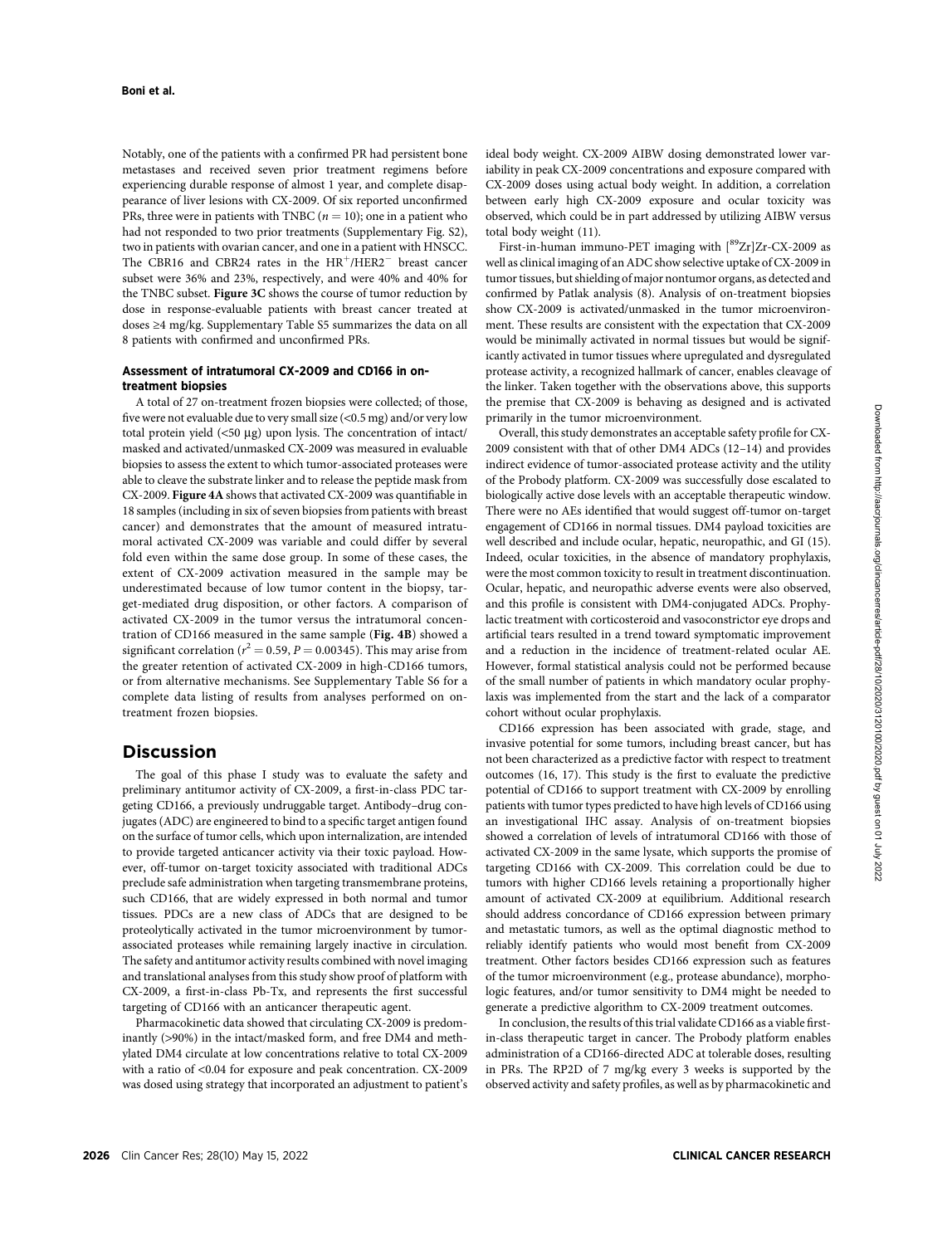Notably, one of the patients with a confirmed PR had persistent bone metastases and received seven prior treatment regimens before experiencing durable response of almost 1 year, and complete disappearance of liver lesions with CX-2009. Of six reported unconfirmed PRs, three were in patients with TNBC ($n = 10$); one in a patient who had not responded to two prior treatments (Supplementary Fig. S2), two in patients with ovarian cancer, and one in a patient with HNSCC. The CBR16 and CBR24 rates in the $HR^+/HER2^-$ breast cancer subset were 36% and 23%, respectively, and were 40% and 40% for the TNBC subset. **Figure 3C** shows the course of tumor reduction by dose in response-evaluable patients with breast cancer treated at doses ≥4 mg/kg. Supplementary Table S5 summarizes the data on all 8 patients with confirmed and unconfirmed PRs.

#### Assessment of intratumoral CX-2009 and CD166 in on-treatment biopsies

A total of 27 on-treatment frozen biopsies were collected; of those, five were not evaluable due to very small size (<0.5 mg) and/or very low total protein yield (<50 μg) upon lysis. The concentration of intact/masked and activated/unmasked CX-2009 was measured in evaluable biopsies to assess the extent to which tumor-associated proteases were able to cleave the substrate linker and to release the peptide mask from CX-2009. **Figure 4A** shows that activated CX-2009 was quantifiable in 18 samples (including in six of seven biopsies from patients with breast cancer) and demonstrates that the amount of measured intratumoral activated CX-2009 was variable and could differ by several fold even within the same dose group. In some of these cases, the extent of CX-2009 activation measured in the sample may be underestimated because of low tumor content in the biopsy, target-mediated drug disposition, or other factors. A comparison of activated CX-2009 in the tumor versus the intratumoral concentration of CD166 measured in the same sample (**Fig. 4B**) showed a significant correlation ($r^2 = 0.59$, $P = 0.00345$). This may arise from the greater retention of activated CX-2009 in high-CD166 tumors, or from alternative mechanisms. See Supplementary Table S6 for a complete data listing of results from analyses performed on on-treatment frozen biopsies.

## Discussion

The goal of this phase I study was to evaluate the safety and preliminary antitumor activity of CX-2009, a first-in-class PDC targeting CD166, a previously undruggable target. Antibody–drug conjugates (ADC) are engineered to bind to a specific target antigen found on the surface of tumor cells, which upon internalization, are intended to provide targeted anticancer activity via their toxic payload. However, off-tumor on-target toxicity associated with traditional ADCs preclude safe administration when targeting transmembrane proteins, such CD166, that are widely expressed in both normal and tumor tissues. PDCs are a new class of ADCs that are designed to be proteolytically activated in the tumor microenvironment by tumor-associated proteases while remaining largely inactive in circulation. The safety and antitumor activity results combined with novel imaging and translational analyses from this study show proof of platform with CX-2009, a first-in-class Pb-Tx, and represents the first successful targeting of CD166 with an anticancer therapeutic agent.

Pharmacokinetic data showed that circulating CX-2009 is predominantly (>90%) in the intact/masked form, and free DM4 and methylated DM4 circulate at low concentrations relative to total CX-2009 with a ratio of <0.04 for exposure and peak concentration. CX-2009 was dosed using strategy that incorporated an adjustment to patient's ideal body weight. CX-2009 AIBW dosing demonstrated lower variability in peak CX-2009 concentrations and exposure compared with CX-2009 doses using actual body weight. In addition, a correlation between early high CX-2009 exposure and ocular toxicity was observed, which could be in part addressed by utilizing AIBW versus total body weight (11).

First-in-human immuno-PET imaging with [$^{89}$Zr]Zr-CX-2009 as well as clinical imaging of an ADC show selective uptake of CX-2009 in tumor tissues, but shielding of major nontumor organs, as detected and confirmed by Patlak analysis (8). Analysis of on-treatment biopsies show CX-2009 is activated/unmasked in the tumor microenvironment. These results are consistent with the expectation that CX-2009 would be minimally activated in normal tissues but would be significantly activated in tumor tissues where upregulated and dysregulated protease activity, a recognized hallmark of cancer, enables cleavage of the linker. Taken together with the observations above, this supports the premise that CX-2009 is behaving as designed and is activated primarily in the tumor microenvironment.

Overall, this study demonstrates an acceptable safety profile for CX-2009 consistent with that of other DM4 ADCs (12–14) and provides indirect evidence of tumor-associated protease activity and the utility of the Probody platform. CX-2009 was successfully dose escalated to biologically active dose levels with an acceptable therapeutic window. There were no AEs identified that would suggest off-tumor on-target engagement of CD166 in normal tissues. DM4 payload toxicities are well described and include ocular, hepatic, neuropathic, and GI (15). Indeed, ocular toxicities, in the absence of mandatory prophylaxis, were the most common toxicity to result in treatment discontinuation. Ocular, hepatic, and neuropathic adverse events were also observed, and this profile is consistent with DM4-conjugated ADCs. Prophylactic treatment with corticosteroid and vasoconstrictor eye drops and artificial tears resulted in a trend toward symptomatic improvement and a reduction in the incidence of treatment-related ocular AE. However, formal statistical analysis could not be performed because of the small number of patients in which mandatory ocular prophylaxis was implemented from the start and the lack of a comparator cohort without ocular prophylaxis.

CD166 expression has been associated with grade, stage, and invasive potential for some tumors, including breast cancer, but has not been characterized as a predictive factor with respect to treatment outcomes (16, 17). This study is the first to evaluate the predictive potential of CD166 to support treatment with CX-2009 by enrolling patients with tumor types predicted to have high levels of CD166 using an investigational IHC assay. Analysis of on-treatment biopsies showed a correlation of levels of intratumoral CD166 with those of activated CX-2009 in the same lysate, which supports the promise of targeting CD166 with CX-2009. This correlation could be due to tumors with higher CD166 levels retaining a proportionally higher amount of activated CX-2009 at equilibrium. Additional research should address concordance of CD166 expression between primary and metastatic tumors, as well as the optimal diagnostic method to reliably identify patients who would most benefit from CX-2009 treatment. Other factors besides CD166 expression such as features of the tumor microenvironment (e.g., protease abundance), morphologic features, and/or tumor sensitivity to DM4 might be needed to generate a predictive algorithm to CX-2009 treatment outcomes.

In conclusion, the results of this trial validate CD166 as a viable first-in-class therapeutic target in cancer. The Probody platform enables administration of a CD166-directed ADC at tolerable doses, resulting in PRs. The RP2D of 7 mg/kg every 3 weeks is supported by the observed activity and safety profiles, as well as by pharmacokinetic and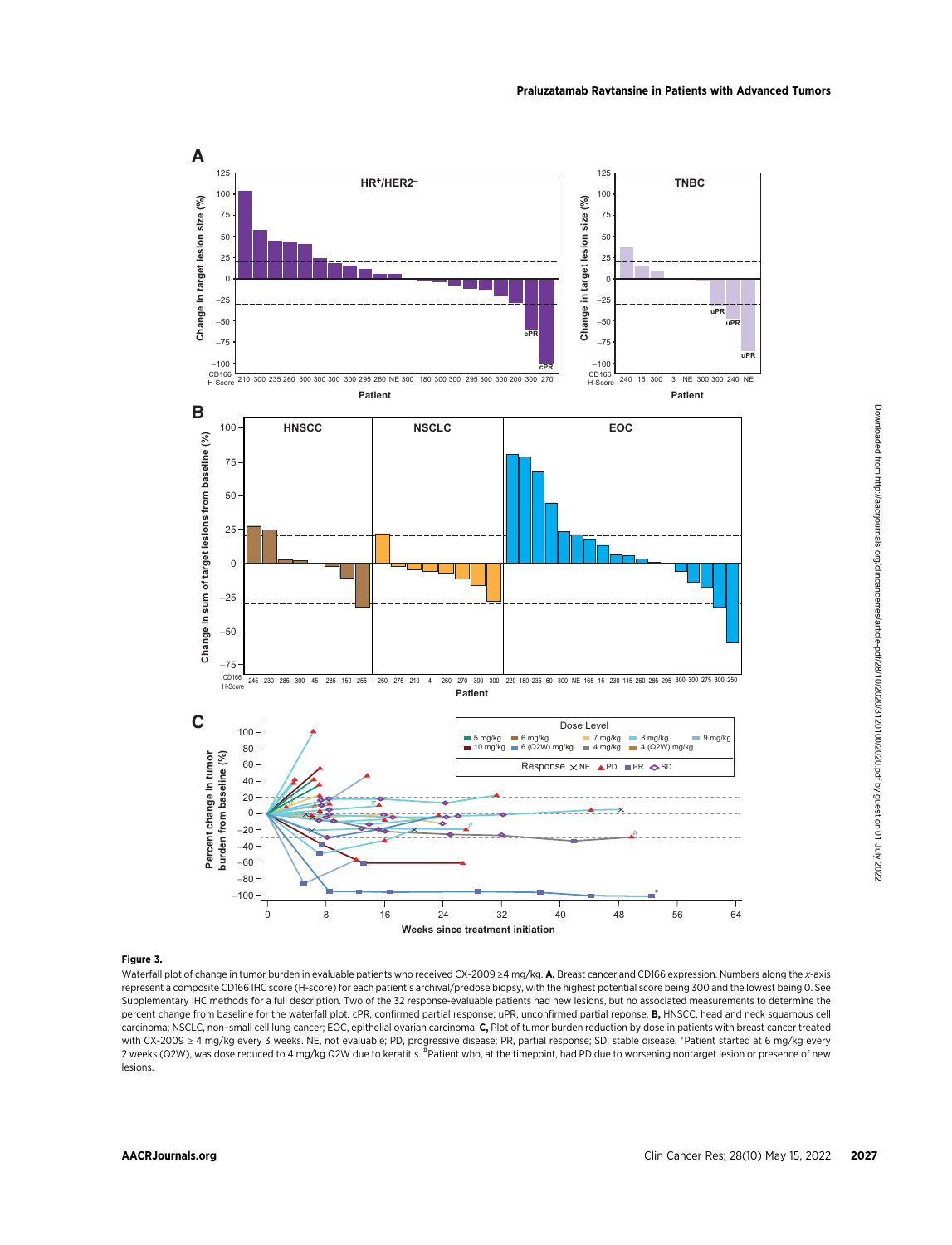**Figure 3.**

Waterfall plot of change in tumor burden in evaluable patients who received CX-2009 ≥4 mg/kg. **A,** Breast cancer and CD166 expression. Numbers along the *x*-axis represent a composite CD166 IHC score (H-score) for each patient's archival/predose biopsy, with the highest potential score being 300 and the lowest being 0. See Supplementary IHC methods for a full description. Two of the 32 response-evaluable patients had new lesions, but no associated measurements to determine the percent change from baseline for the waterfall plot. cPR, confirmed partial response; uPR, unconfirmed partial response. **B,** HNSCC, head and neck squamous cell carcinoma; NSCLC, non–small cell lung cancer; EOC, epithelial ovarian carcinoma. **C,** Plot of tumor burden reduction by dose in patients with breast cancer treated with CX-2009 ≥ 4 mg/kg every 3 weeks. NE, not evaluable; PD, progressive disease; PR, partial response; SD, stable disease. *Patient started at 6 mg/kg every 2 weeks (Q2W), was dose reduced to 4 mg/kg Q2W due to keratitis. #Patient who, at the timepoint, had PD due to worsening nontarget lesion or presence of new lesions.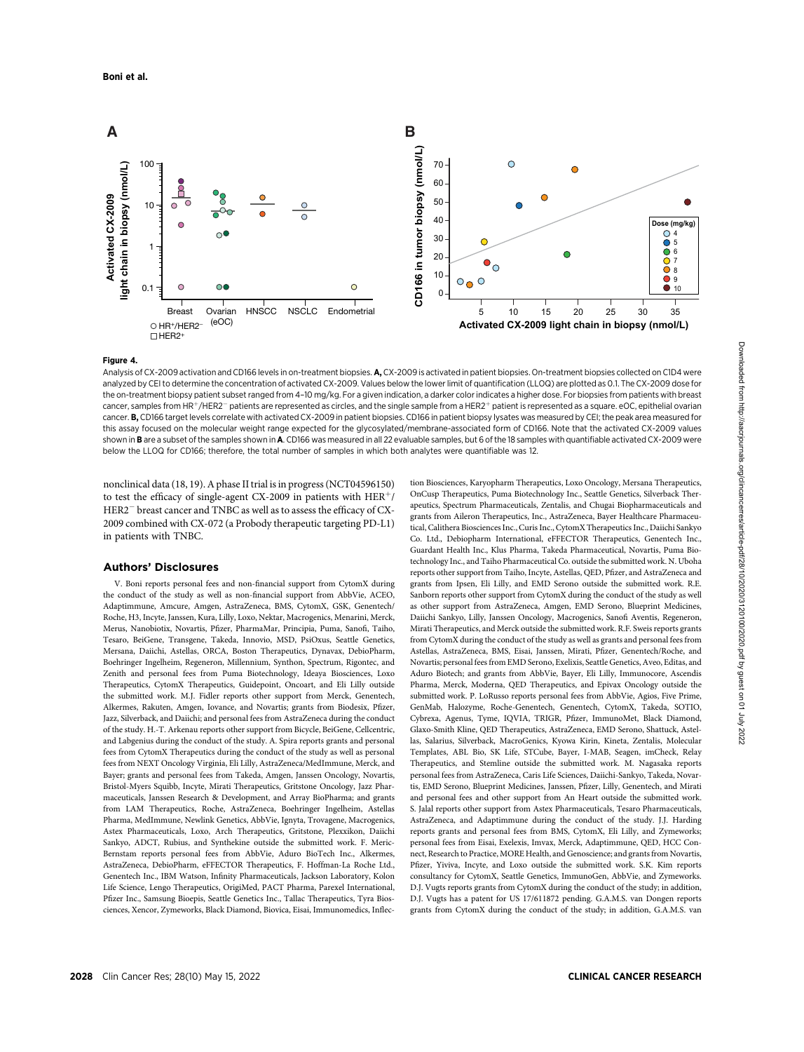**Figure 4.**

Analysis of CX-2009 activation and CD166 levels in on-treatment biopsies. **A,** CX-2009 is activated in patient biopsies. On-treatment biopsies collected on C1D4 were analyzed by CEI to determine the concentration of activated CX-2009. Values below the lower limit of quantification (LLOQ) are plotted as 0.1. The CX-2009 dose for the on-treatment biopsy patient subset ranged from 4–10 mg/kg. For a given indication, a darker color indicates a higher dose. For biopsies from patients with breast cancer, samples from HR$^+$/HER2$^-$ patients are represented as circles, and the single sample from a HER2$^+$ patient is represented as a square. eOC, epithelial ovarian cancer. **B,** CD166 target levels correlate with activated CX-2009 in patient biopsies. CD166 in patient biopsy lysates was measured by CEI; the peak area measured for this assay focused on the molecular weight range expected for the glycosylated/membrane-associated form of CD166. Note that the activated CX-2009 values shown in **B** are a subset of the samples shown in **A**. CD166 was measured in all 22 evaluable samples, but 6 of the 18 samples with quantifiable activated CX-2009 were below the LLOQ for CD166; therefore, the total number of samples in which both analytes were quantifiable was 12.

nonclinical data (18, 19). A phase II trial is in progress (NCT04596150) to test the efficacy of single-agent CX-2009 in patients with HER$^+$/HER2$^-$ breast cancer and TNBC as well as to assess the efficacy of CX-2009 combined with CX-072 (a Probody therapeutic targeting PD-L1) in patients with TNBC.

## Authors' Disclosures

V. Boni reports personal fees and non-financial support from CytomX during the conduct of the study as well as non-financial support from AbbVie, ACEO, Adaptimmune, Amcure, Amgen, AstraZeneca, BMS, CytomX, GSK, Genentech/Roche, H3, Incyte, Janssen, Kura, Lilly, Loxo, Nektar, Macrogenics, Menarini, Merck, Merus, Nanobiotix, Novartis, Pfizer, PharmaMar, Principia, Puma, Sanofi, Taiho, Tesaro, BeiGene, Transgene, Takeda, Innovio, MSD, PsiOxus, Seattle Genetics, Mersana, Daiichi, Astellas, ORCA, Boston Therapeutics, Dynavax, DebioPharm, Boehringer Ingelheim, Regeneron, Millennium, Synthon, Spectrum, Rigontec, and Zenith and personal fees from Puma Biotechnology, Ideaya Biosciences, Loxo Therapeutics, CytomX Therapeutics, Guidepoint, Oncoart, and Eli Lilly outside the submitted work. M.J. Fidler reports other support from Merck, Genentech, Alkermes, Rakuten, Amgen, Iovance, and Novartis; grants from Biodesix, Pfizer, Jazz, Silverback, and Daiichi; and personal fees from AstraZeneca during the conduct of the study. H.-T. Arkenau reports other support from Bicycle, BeiGene, Cellcentric, and Labgenius during the conduct of the study. A. Spira reports grants and personal fees from CytomX Therapeutics during the conduct of the study as well as personal fees from NEXT Oncology Virginia, Eli Lilly, AstraZeneca/MedImmune, Merck, and Bayer; grants and personal fees from Takeda, Amgen, Janssen Oncology, Novartis, Bristol-Myers Squibb, Incyte, Mirati Therapeutics, Gritstone Oncology, Jazz Pharmaceuticals, Janssen Research & Development, and Array BioPharma; and grants from LAM Therapeutics, Roche, AstraZeneca, Boehringer Ingelheim, Astellas Pharma, MedImmune, Newlink Genetics, AbbVie, Ignyta, Trovagene, Macrogenics, Astex Pharmaceuticals, Loxo, Arch Therapeutics, Gritstone, Plexxikon, Daiichi Sankyo, ADCT, Rubius, and Synthekine outside the submitted work. F. Meric-Bernstam reports personal fees from AbbVie, Aduro BioTech Inc., Alkermes, AstraZeneca, DebioPharm, eFFECTOR Therapeutics, F. Hoffman-La Roche Ltd., Genentech Inc., IBM Watson, Infinity Pharmaceuticals, Jackson Laboratory, Kolon Life Science, Lengo Therapeutics, OrigiMed, PACT Pharma, Parexel International, Pfizer Inc., Samsung Bioepis, Seattle Genetics Inc., Tallac Therapeutics, Tyra Biosciences, Xencor, Zymeworks, Black Diamond, Biovica, Eisai, Immunomedics, Inflection Biosciences, Karyopharm Therapeutics, Loxo Oncology, Mersana Therapeutics, OnCusp Therapeutics, Puma Biotechnology Inc., Seattle Genetics, Silverback Therapeutics, Spectrum Pharmaceuticals, Zentalis, and Chugai Biopharmaceuticals and grants from Aileron Therapeutics, Inc., AstraZeneca, Bayer Healthcare Pharmaceutical, Calithera Biosciences Inc., Curis Inc., CytomX Therapeutics Inc., Daiichi Sankyo Co. Ltd., Debiopharm International, eFFECTOR Therapeutics, Genentech Inc., Guardant Health Inc., Klus Pharma, Takeda Pharmaceutical, Novartis, Puma Biotechnology Inc., and Taiho Pharmaceutical Co. outside the submitted work. N. Uboha reports other support from Taiho, Incyte, Astellas, QED, Pfizer, and AstraZeneca and grants from Ipsen, Eli Lilly, and EMD Serono outside the submitted work. R.E. Sanborn reports other support from CytomX during the conduct of the study as well as other support from AstraZeneca, Amgen, EMD Serono, Blueprint Medicines, Daiichi Sankyo, Lilly, Janssen Oncology, Macrogenics, Sanofi Aventis, Regeneron, Mirati Therapeutics, and Merck outside the submitted work. R.F. Sweis reports grants from CytomX during the conduct of the study as well as grants and personal fees from Astellas, AstraZeneca, BMS, Eisai, Janssen, Mirati, Pfizer, Genentech/Roche, and Novartis; personal fees from EMD Serono, Exelixis, Seattle Genetics, Aveo, Editas, and Aduro Biotech; and grants from AbbVie, Bayer, Eli Lilly, Immunocore, Ascendis Pharma, Merck, Moderna, QED Therapeutics, and Epivax Oncology outside the submitted work. P. LoRusso reports personal fees from AbbVie, Agios, Five Prime, GenMab, Halozyme, Roche-Genentech, Genentech, CytomX, Takeda, SOTIO, Cybrexa, Agenus, Tyme, IQVIA, TRIGR, Pfizer, ImmunoMet, Black Diamond, Glaxo-Smith Kline, QED Therapeutics, AstraZeneca, EMD Serono, Shattuck, Astellas, Salarius, Silverback, MacroGenics, Kyowa Kirin, Kineta, Zentalis, Molecular Templates, ABL Bio, SK Life, STCube, Bayer, I-MAB, Seagen, imCheck, Relay Therapeutics, and Stemline outside the submitted work. M. Nagasaka reports personal fees from AstraZeneca, Caris Life Sciences, Daiichi-Sankyo, Takeda, Novartis, EMD Serono, Blueprint Medicines, Janssen, Pfizer, Lilly, Genentech, and Mirati and personal fees and other support from An Heart outside the submitted work. S. Jalal reports other support from Astex Pharmaceuticals, Tesaro Pharmaceuticals, AstraZeneca, and Adaptimmune during the conduct of the study. J.J. Harding reports grants and personal fees from BMS, CytomX, Eli Lilly, and Zymeworks; personal fees from Eisai, Exelexis, Imvax, Merck, Adaptimmune, QED, HCC Connect, Research to Practice, MORE Health, and Genoscience; and grants from Novartis, Pfizer, Yiviva, Incyte, and Loxo outside the submitted work. S.K. Kim reports consultancy for CytomX, Seattle Genetics, ImmunoGen, AbbVie, and Zymeworks. D.J. Vugts reports grants from CytomX during the conduct of the study; in addition, D.J. Vugts has a patent for US 17/611872 pending. G.A.M.S. van Dongen reports grants from CytomX during the conduct of the study; in addition, G.A.M.S. van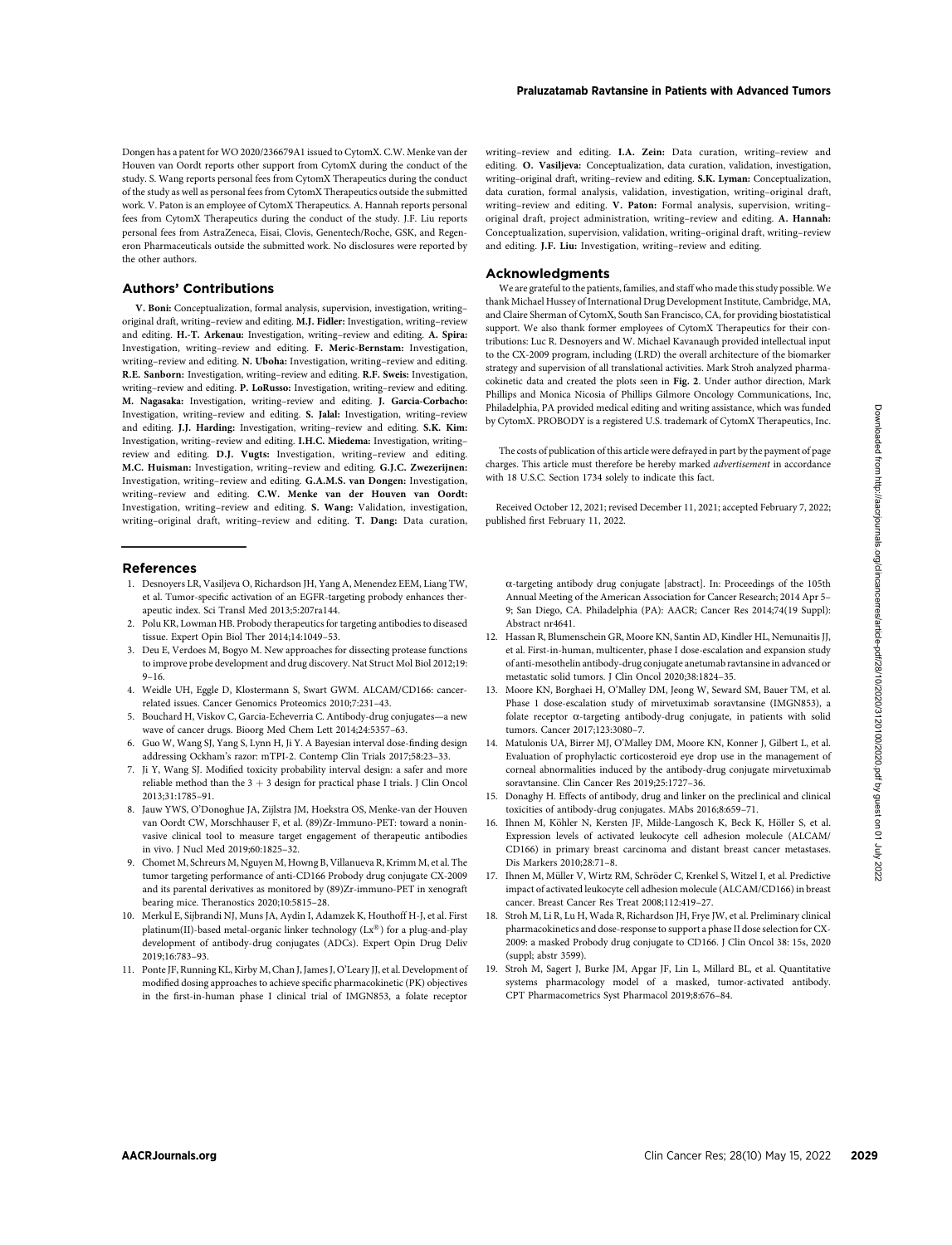Dongen has a patent for WO 2020/236679A1 issued to CytomX. C.W. Menke van der Houven van Oordt reports other support from CytomX during the conduct of the study. S. Wang reports personal fees from CytomX Therapeutics during the conduct of the study as well as personal fees from CytomX Therapeutics outside the submitted work. V. Paton is an employee of CytomX Therapeutics. A. Hannah reports personal fees from CytomX Therapeutics during the conduct of the study. J.F. Liu reports personal fees from AstraZeneca, Eisai, Clovis, Genentech/Roche, GSK, and Regeneron Pharmaceuticals outside the submitted work. No disclosures were reported by the other authors.

## Authors' Contributions

**V. Boni:** Conceptualization, formal analysis, supervision, investigation, writing–original draft, writing–review and editing. **M.J. Fidler:** Investigation, writing–review and editing. **H.-T. Arkenau:** Investigation, writing–review and editing. **A. Spira:** Investigation, writing–review and editing. **F. Meric-Bernstam:** Investigation, writing–review and editing. **N. Uboha:** Investigation, writing–review and editing. **R.E. Sanborn:** Investigation, writing–review and editing. **R.F. Sweis:** Investigation, writing–review and editing. **P. LoRusso:** Investigation, writing–review and editing. **M. Nagasaka:** Investigation, writing–review and editing. **J. Garcia-Corbacho:** Investigation, writing–review and editing. **S. Jalal:** Investigation, writing–review and editing. **J.J. Harding:** Investigation, writing–review and editing. **S.K. Kim:** Investigation, writing–review and editing. **I.H.C. Miedema:** Investigation, writing–review and editing. **D.J. Vugts:** Investigation, writing–review and editing. **M.C. Huisman:** Investigation, writing–review and editing. **G.J.C. Zwezerijnen:** Investigation, writing–review and editing. **G.A.M.S. van Dongen:** Investigation, writing–review and editing. **C.W. Menke van der Houven van Oordt:** Investigation, writing–review and editing. **S. Wang:** Validation, investigation, writing–original draft, writing–review and editing. **T. Dang:** Data curation, writing–review and editing. **I.A. Zein:** Data curation, writing–review and editing. **O. Vasiljeva:** Conceptualization, data curation, validation, investigation, writing–original draft, writing–review and editing. **S.K. Lyman:** Conceptualization, data curation, formal analysis, validation, investigation, writing–original draft, writing–review and editing. **V. Paton:** Formal analysis, supervision, writing–original draft, project administration, writing–review and editing. **A. Hannah:** Conceptualization, supervision, validation, writing–original draft, writing–review and editing. **J.F. Liu:** Investigation, writing–review and editing.

## Acknowledgments

We are grateful to the patients, families, and staff who made this study possible. We thank Michael Hussey of International Drug Development Institute, Cambridge, MA, and Claire Sherman of CytomX, South San Francisco, CA, for providing biostatistical support. We also thank former employees of CytomX Therapeutics for their contributions: Luc R. Desnoyers and W. Michael Kavanaugh provided intellectual input to the CX-2009 program, including (LRD) the overall architecture of the biomarker strategy and supervision of all translational activities. Mark Stroh analyzed pharmacokinetic data and created the plots seen in **Fig. 2**. Under author direction, Mark Phillips and Monica Nicosia of Phillips Gilmore Oncology Communications, Inc, Philadelphia, PA provided medical editing and writing assistance, which was funded by CytomX. PROBODY is a registered U.S. trademark of CytomX Therapeutics, Inc.

The costs of publication of this article were defrayed in part by the payment of page charges. This article must therefore be hereby marked *advertisement* in accordance with 18 U.S.C. Section 1734 solely to indicate this fact.

Received October 12, 2021; revised December 11, 2021; accepted February 7, 2022; published first February 11, 2022.

## References

1. Desnoyers LR, Vasiljeva O, Richardson JH, Yang A, Menendez EEM, Liang TW, et al. Tumor-specific activation of an EGFR-targeting probody enhances therapeutic index. Sci Transl Med 2013;5:207ra144.
2. Polu KR, Lowman HB. Probody therapeutics for targeting antibodies to diseased tissue. Expert Opin Biol Ther 2014;14:1049–53.
3. Deu E, Verdoes M, Bogyo M. New approaches for dissecting protease functions to improve probe development and drug discovery. Nat Struct Mol Biol 2012;19: 9–16.
4. Weidle UH, Eggle D, Klostermann S, Swart GWM. ALCAM/CD166: cancer-related issues. Cancer Genomics Proteomics 2010;7:231–43.
5. Bouchard H, Viskov C, Garcia-Echeverria C. Antibody-drug conjugates—a new wave of cancer drugs. Bioorg Med Chem Lett 2014;24:5357–63.
6. Guo W, Wang SJ, Yang S, Lynn H, Ji Y. A Bayesian interval dose-finding design addressing Ockham's razor: mTPI-2. Contemp Clin Trials 2017;58:23–33.
7. Ji Y, Wang SJ. Modified toxicity probability interval design: a safer and more reliable method than the 3 + 3 design for practical phase I trials. J Clin Oncol 2013;31:1785–91.
8. Jauw YWS, O'Donoghue JA, Zijlstra JM, Hoekstra OS, Menke-van der Houven van Oordt CW, Morschhauser F, et al. (89)Zr-Immuno-PET: toward a noninvasive clinical tool to measure target engagement of therapeutic antibodies in vivo. J Nucl Med 2019;60:1825–32.
9. Chomet M, Schreurs M, Nguyen M, Howng B, Villanueva R, Krimm M, et al. The tumor targeting performance of anti-CD166 Probody drug conjugate CX-2009 and its parental derivatives as monitored by (89)Zr-immuno-PET in xenograft bearing mice. Theranostics 2020;10:5815–28.
10. Merkul E, Sijbrandi NJ, Muns JA, Aydin I, Adamzek K, Houthoff H-J, et al. First platinum(II)-based metal-organic linker technology (Lx®) for a plug-and-play development of antibody-drug conjugates (ADCs). Expert Opin Drug Deliv 2019;16:783–93.
11. Ponte JF, Running KL, Kirby M, Chan J, James J, O'Leary JJ, et al. Development of modified dosing approaches to achieve specific pharmacokinetic (PK) objectives in the first-in-human phase I clinical trial of IMGN853, a folate receptor α-targeting antibody drug conjugate [abstract]. In: Proceedings of the 105th Annual Meeting of the American Association for Cancer Research; 2014 Apr 5–9; San Diego, CA. Philadelphia (PA): AACR; Cancer Res 2014;74(19 Suppl): Abstract nr4641.
12. Hassan R, Blumenschein GR, Moore KN, Santin AD, Kindler HL, Nemunaitis JJ, et al. First-in-human, multicenter, phase I dose-escalation and expansion study of anti-mesothelin antibody-drug conjugate anetumab ravtansine in advanced or metastatic solid tumors. J Clin Oncol 2020;38:1824–35.
13. Moore KN, Borghaei H, O'Malley DM, Jeong W, Seward SM, Bauer TM, et al. Phase 1 dose-escalation study of mirvetuximab soravtansine (IMGN853), a folate receptor α-targeting antibody-drug conjugate, in patients with solid tumors. Cancer 2017;123:3080–7.
14. Matulonis UA, Birrer MJ, O'Malley DM, Moore KN, Konner J, Gilbert L, et al. Evaluation of prophylactic corticosteroid eye drop use in the management of corneal abnormalities induced by the antibody-drug conjugate mirvetuximab soravtansine. Clin Cancer Res 2019;25:1727–36.
15. Donaghy H. Effects of antibody, drug and linker on the preclinical and clinical toxicities of antibody-drug conjugates. MAbs 2016;8:659–71.
16. Ihnen M, Köhler N, Kersten JF, Milde-Langosch K, Beck K, Höller S, et al. Expression levels of activated leukocyte cell adhesion molecule (ALCAM/CD166) in primary breast carcinoma and distant breast cancer metastases. Dis Markers 2010;28:71–8.
17. Ihnen M, Müller V, Wirtz RM, Schröder C, Krenkel S, Witzel I, et al. Predictive impact of activated leukocyte cell adhesion molecule (ALCAM/CD166) in breast cancer. Breast Cancer Res Treat 2008;112:419–27.
18. Stroh M, Li R, Lu H, Wada R, Richardson JH, Frye JW, et al. Preliminary clinical pharmacokinetics and dose-response to support a phase II dose selection for CX-2009: a masked Probody drug conjugate to CD166. J Clin Oncol 38: 15s, 2020 (suppl; abstr 3599).
19. Stroh M, Sagert J, Burke JM, Apgar JF, Lin L, Millard BL, et al. Quantitative systems pharmacology model of a masked, tumor-activated antibody. CPT Pharmacometrics Syst Pharmacol 2019;8:676–84.